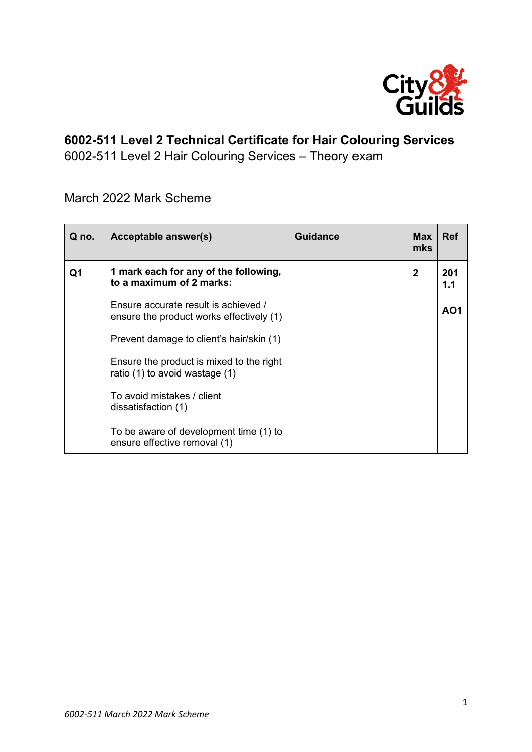# 6002-511 Level 2 Technical Certificate for Hair Colouring Services

6002-511 Level 2 Hair Colouring Services – Theory exam

March 2022 Mark Scheme

| Q no. | Acceptable answer(s) | Guidance | Max mks | Ref |
|---|---|---|---|---|
| Q1 | **1 mark each for any of the following, to a maximum of 2 marks:**<br><br>Ensure accurate result is achieved / ensure the product works effectively (1)<br><br>Prevent damage to client's hair/skin (1)<br><br>Ensure the product is mixed to the right ratio (1) to avoid wastage (1)<br><br>To avoid mistakes / client dissatisfaction (1)<br><br>To be aware of development time (1) to ensure effective removal (1) | | **2** | **201 1.1**<br><br>**AO1** |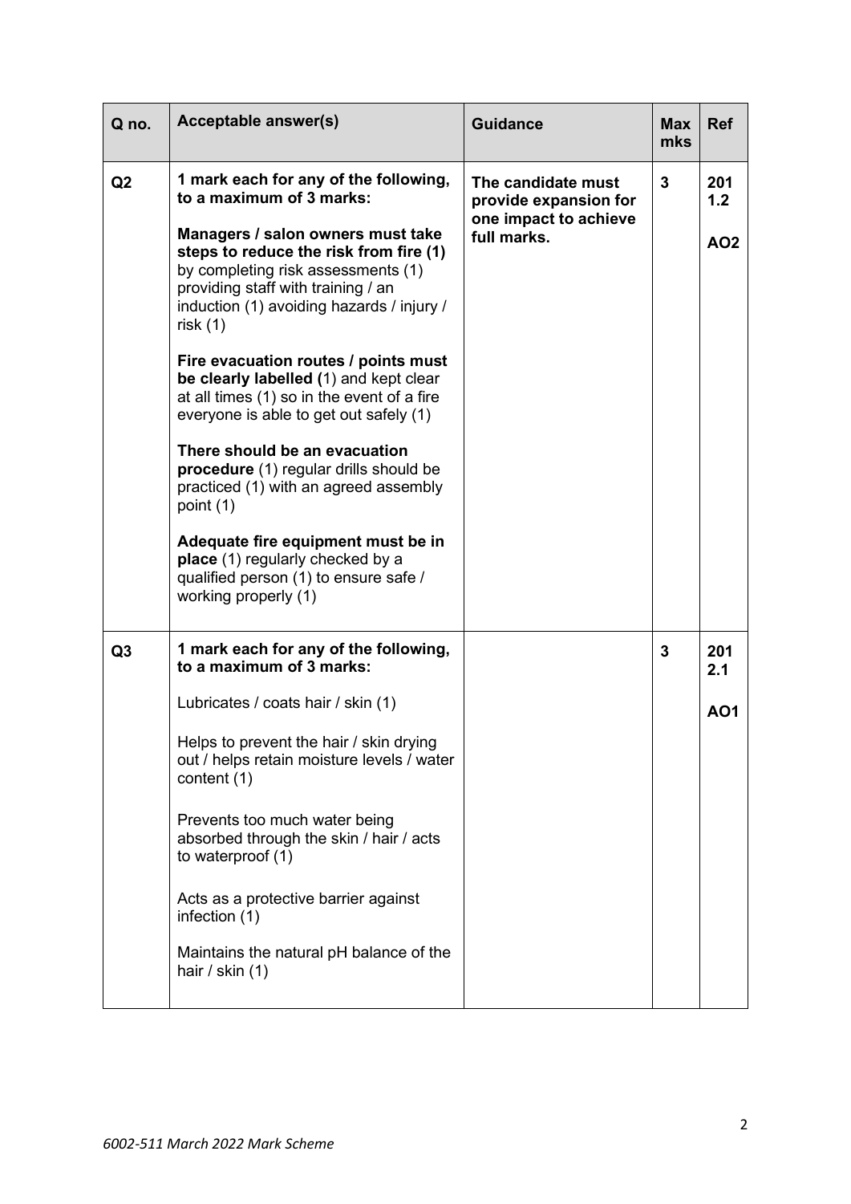| Q no. | Acceptable answer(s) | Guidance | Max mks | Ref |
|---|---|---|---|---|
| Q2 | **1 mark each for any of the following, to a maximum of 3 marks:**<br><br>**Managers / salon owners must take steps to reduce the risk from fire (1)** by completing risk assessments (1) providing staff with training / an induction (1) avoiding hazards / injury / risk (1)<br><br>**Fire evacuation routes / points must be clearly labelled (**1) and kept clear at all times (1) so in the event of a fire everyone is able to get out safely (1)<br><br>**There should be an evacuation procedure** (1) regular drills should be practiced (1) with an agreed assembly point (1)<br><br>**Adequate fire equipment must be in place** (1) regularly checked by a qualified person (1) to ensure safe / working properly (1) | **The candidate must provide expansion for one impact to achieve full marks.** | **3** | **201 1.2**<br><br>**AO2** |
| Q3 | **1 mark each for any of the following, to a maximum of 3 marks:**<br><br>Lubricates / coats hair / skin (1)<br><br>Helps to prevent the hair / skin drying out / helps retain moisture levels / water content (1)<br><br>Prevents too much water being absorbed through the skin / hair / acts to waterproof (1)<br><br>Acts as a protective barrier against infection (1)<br><br>Maintains the natural pH balance of the hair / skin (1) | | **3** | **201 2.1**<br><br>**AO1** |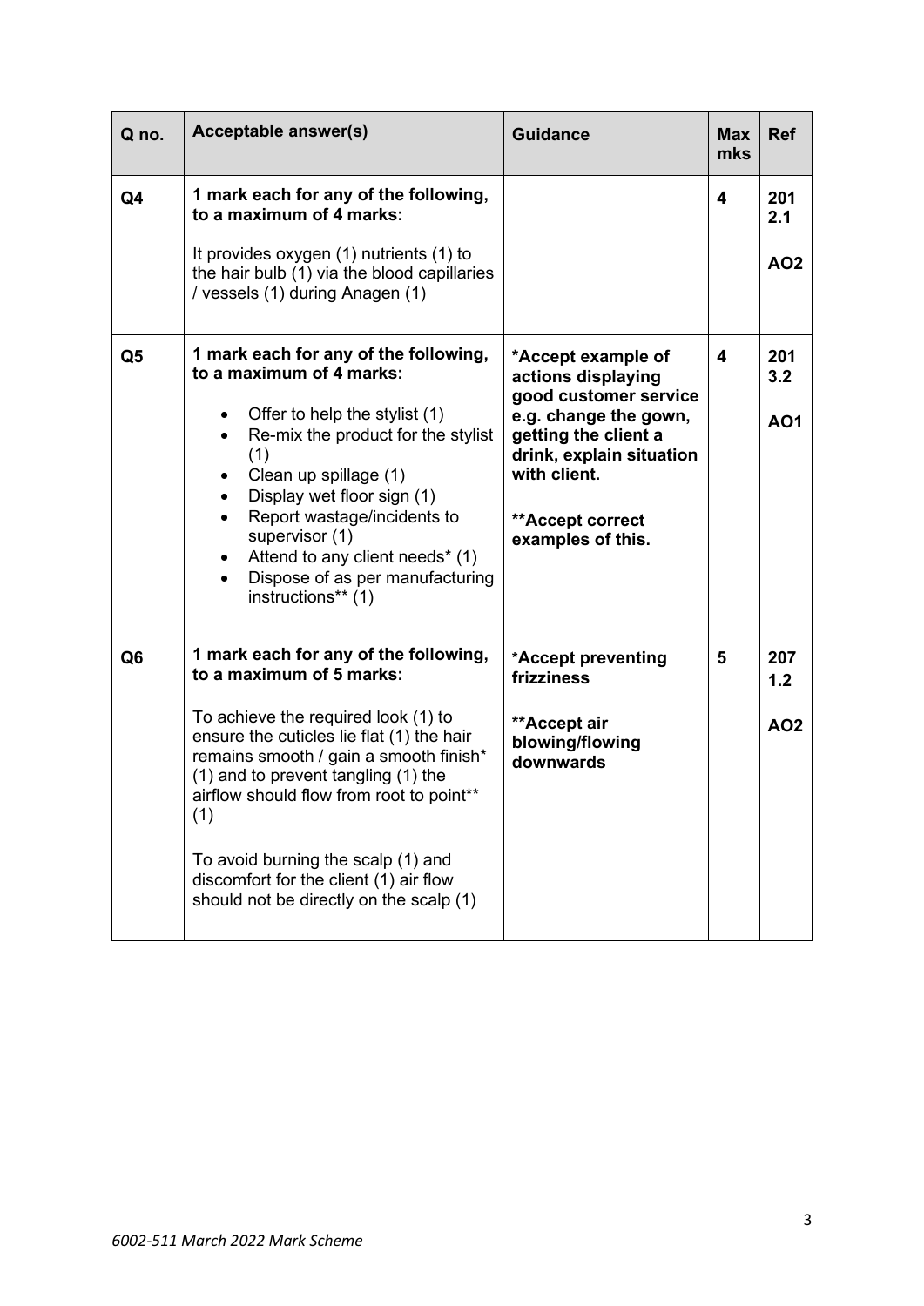| Q no. | Acceptable answer(s) | Guidance | Max mks | Ref |
|---|---|---|---|---|
| Q4 | **1 mark each for any of the following, to a maximum of 4 marks:**<br><br>It provides oxygen (1) nutrients (1) to the hair bulb (1) via the blood capillaries / vessels (1) during Anagen (1) | | 4 | 201 2.1<br><br>AO2 |
| Q5 | **1 mark each for any of the following, to a maximum of 4 marks:**<br><br>• Offer to help the stylist (1)<br>• Re-mix the product for the stylist (1)<br>• Clean up spillage (1)<br>• Display wet floor sign (1)<br>• Report wastage/incidents to supervisor (1)<br>• Attend to any client needs* (1)<br>• Dispose of as per manufacturing instructions** (1) | **\*Accept example of actions displaying good customer service e.g. change the gown, getting the client a drink, explain situation with client.**<br><br>**\*\*Accept correct examples of this.** | 4 | 201 3.2<br><br>AO1 |
| Q6 | **1 mark each for any of the following, to a maximum of 5 marks:**<br><br>To achieve the required look (1) to ensure the cuticles lie flat (1) the hair remains smooth / gain a smooth finish* (1) and to prevent tangling (1) the airflow should flow from root to point** (1)<br><br>To avoid burning the scalp (1) and discomfort for the client (1) air flow should not be directly on the scalp (1) | **\*Accept preventing frizziness**<br><br>**\*\*Accept air blowing/flowing downwards** | 5 | 207 1.2<br><br>AO2 |

*6002-511 March 2022 Mark Scheme*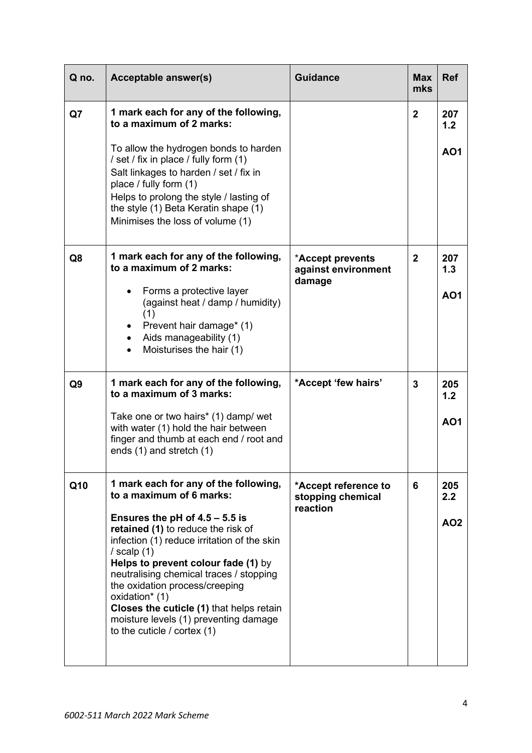| Q no. | Acceptable answer(s) | Guidance | Max mks | Ref |
|---|---|---|---|---|
| Q7 | **1 mark each for any of the following, to a maximum of 2 marks:**<br><br>To allow the hydrogen bonds to harden / set / fix in place / fully form (1)<br>Salt linkages to harden / set / fix in place / fully form (1)<br>Helps to prolong the style / lasting of the style (1) Beta Keratin shape (1)<br>Minimises the loss of volume (1) | | **2** | **207 1.2**<br><br>**AO1** |
| Q8 | **1 mark each for any of the following, to a maximum of 2 marks:**<br><br>• Forms a protective layer (against heat / damp / humidity) (1)<br>• Prevent hair damage* (1)<br>• Aids manageability (1)<br>• Moisturises the hair (1) | ***Accept prevents against environment damage** | **2** | **207 1.3**<br><br>**AO1** |
| Q9 | **1 mark each for any of the following, to a maximum of 3 marks:**<br><br>Take one or two hairs* (1) damp/ wet with water (1) hold the hair between finger and thumb at each end / root and ends (1) and stretch (1) | ***Accept 'few hairs'** | **3** | **205 1.2**<br><br>**AO1** |
| Q10 | **1 mark each for any of the following, to a maximum of 6 marks:**<br><br>**Ensures the pH of 4.5 – 5.5 is retained (1)** to reduce the risk of infection (1) reduce irritation of the skin / scalp (1)<br>**Helps to prevent colour fade (1)** by neutralising chemical traces / stopping the oxidation process/creeping oxidation* (1)<br>**Closes the cuticle (1)** that helps retain moisture levels (1) preventing damage to the cuticle / cortex (1) | ***Accept reference to stopping chemical reaction** | **6** | **205 2.2**<br><br>**AO2** |

*6002-511 March 2022 Mark Scheme*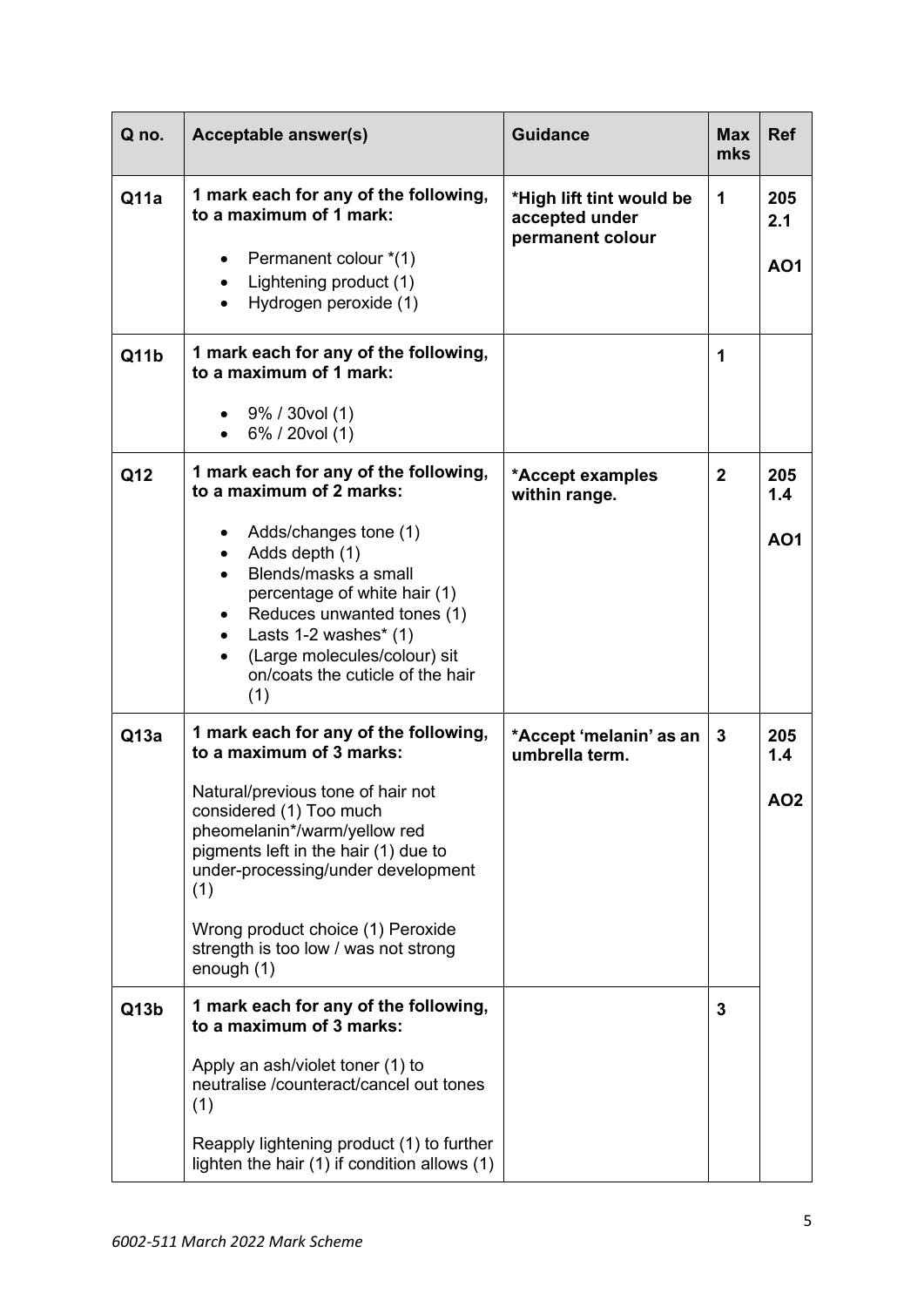| Q no. | Acceptable answer(s) | Guidance | Max mks | Ref |
|---|---|---|---|---|
| Q11a | **1 mark each for any of the following, to a maximum of 1 mark:**<br>• Permanent colour *(1)<br>• Lightening product (1)<br>• Hydrogen peroxide (1) | ***High lift tint would be accepted under permanent colour** | 1 | 205 2.1<br>**AO1** |
| Q11b | **1 mark each for any of the following, to a maximum of 1 mark:**<br>• 9% / 30vol (1)<br>• 6% / 20vol (1) | | 1 | |
| Q12 | **1 mark each for any of the following, to a maximum of 2 marks:**<br>• Adds/changes tone (1)<br>• Adds depth (1)<br>• Blends/masks a small percentage of white hair (1)<br>• Reduces unwanted tones (1)<br>• Lasts 1-2 washes* (1)<br>• (Large molecules/colour) sit on/coats the cuticle of the hair (1) | ***Accept examples within range.** | 2 | 205 1.4<br>**AO1** |
| Q13a | **1 mark each for any of the following, to a maximum of 3 marks:**<br>Natural/previous tone of hair not considered (1) Too much pheomelanin*/warm/yellow red pigments left in the hair (1) due to under-processing/under development (1)<br>Wrong product choice (1) Peroxide strength is too low / was not strong enough (1) | ***Accept 'melanin' as an umbrella term.** | 3 | 205 1.4<br>**AO2** |
| Q13b | **1 mark each for any of the following, to a maximum of 3 marks:**<br>Apply an ash/violet toner (1) to neutralise /counteract/cancel out tones (1)<br>Reapply lightening product (1) to further lighten the hair (1) if condition allows (1) | | 3 | |

*6002-511 March 2022 Mark Scheme*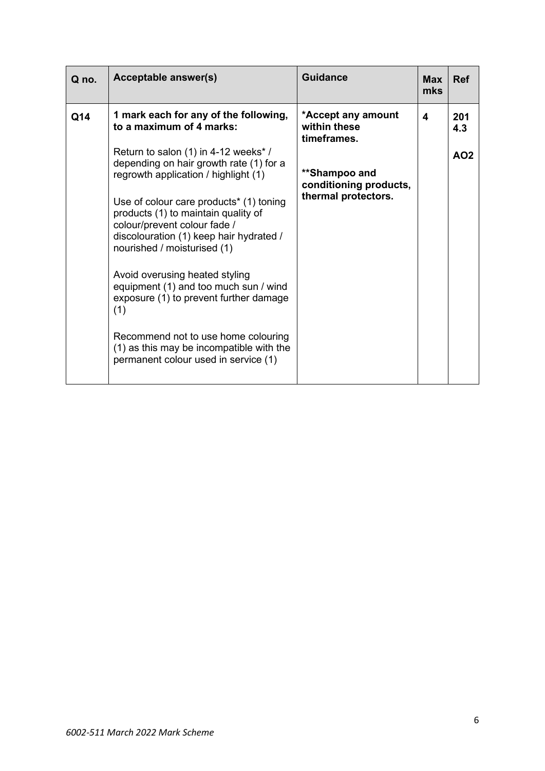| Q no. | Acceptable answer(s) | Guidance | Max mks | Ref |
|---|---|---|---|---|
| Q14 | **1 mark each for any of the following, to a maximum of 4 marks:**<br><br>Return to salon (1) in 4-12 weeks* / depending on hair growth rate (1) for a regrowth application / highlight (1)<br><br>Use of colour care products* (1) toning products (1) to maintain quality of colour/prevent colour fade / discolouration (1) keep hair hydrated / nourished / moisturised (1)<br><br>Avoid overusing heated styling equipment (1) and too much sun / wind exposure (1) to prevent further damage (1)<br><br>Recommend not to use home colouring (1) as this may be incompatible with the permanent colour used in service (1) | **\*Accept any amount within these timeframes.**<br><br>**\*\*Shampoo and conditioning products, thermal protectors.** | **4** | **201 4.3**<br><br>**AO2** |

*6002-511 March 2022 Mark Scheme*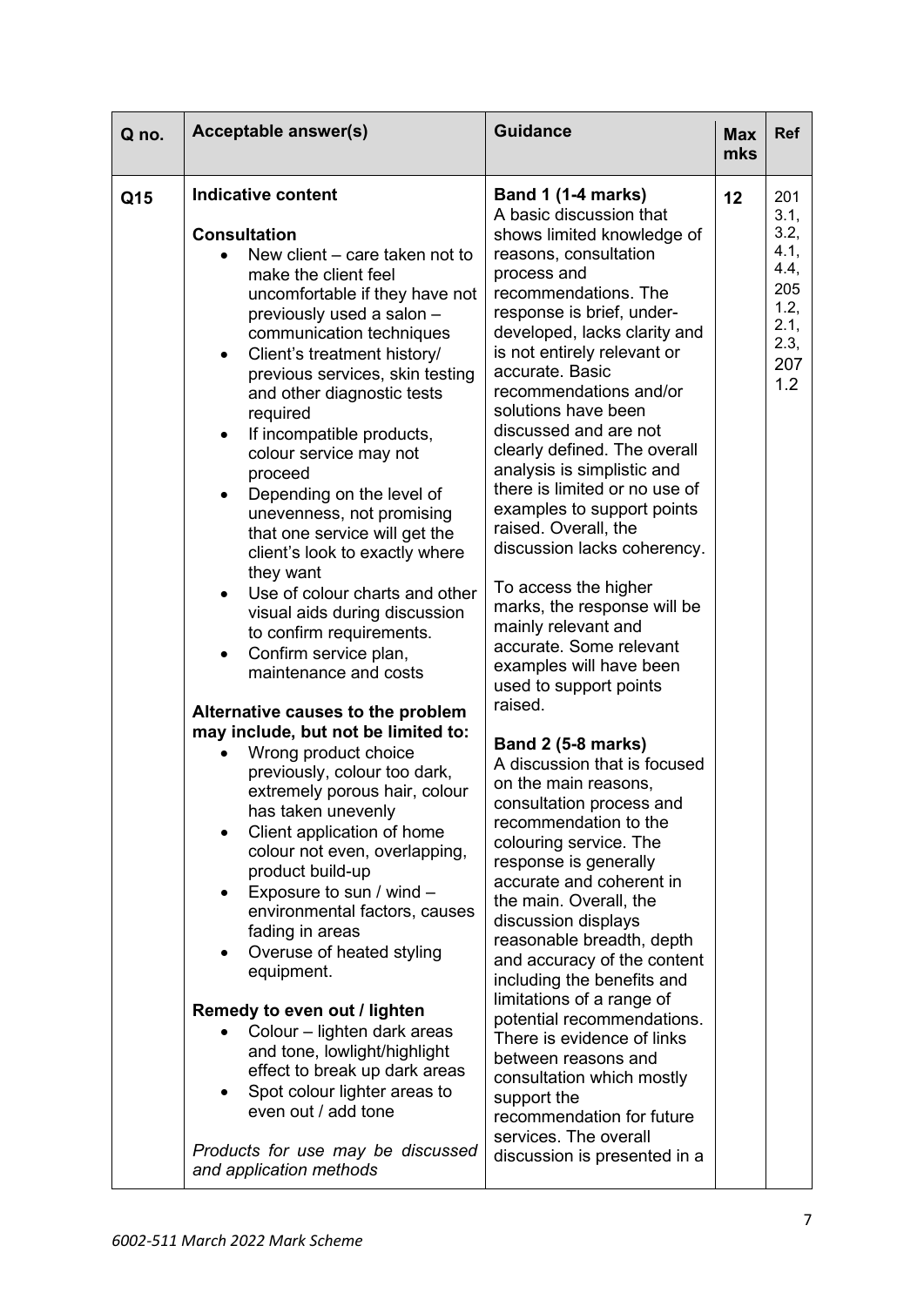| Q no. | Acceptable answer(s) | Guidance | Max mks | Ref |
|---|---|---|---|---|
| Q15 | **Indicative content**<br><br>**Consultation**<br>• New client – care taken not to make the client feel uncomfortable if they have not previously used a salon – communication techniques<br>• Client's treatment history/ previous services, skin testing and other diagnostic tests required<br>• If incompatible products, colour service may not proceed<br>• Depending on the level of unevenness, not promising that one service will get the client's look to exactly where they want<br>• Use of colour charts and other visual aids during discussion to confirm requirements.<br>• Confirm service plan, maintenance and costs<br><br>**Alternative causes to the problem may include, but not be limited to:**<br>• Wrong product choice previously, colour too dark, extremely porous hair, colour has taken unevenly<br>• Client application of home colour not even, overlapping, product build-up<br>• Exposure to sun / wind – environmental factors, causes fading in areas<br>• Overuse of heated styling equipment.<br><br>**Remedy to even out / lighten**<br>• Colour – lighten dark areas and tone, lowlight/highlight effect to break up dark areas<br>• Spot colour lighter areas to even out / add tone<br><br>*Products for use may be discussed and application methods* | **Band 1 (1-4 marks)**<br>A basic discussion that shows limited knowledge of reasons, consultation process and recommendations. The response is brief, under-developed, lacks clarity and is not entirely relevant or accurate. Basic recommendations and/or solutions have been discussed and are not clearly defined. The overall analysis is simplistic and there is limited or no use of examples to support points raised. Overall, the discussion lacks coherency.<br><br>To access the higher marks, the response will be mainly relevant and accurate. Some relevant examples will have been used to support points raised.<br><br>**Band 2 (5-8 marks)**<br>A discussion that is focused on the main reasons, consultation process and recommendation to the colouring service. The response is generally accurate and coherent in the main. Overall, the discussion displays reasonable breadth, depth and accuracy of the content including the benefits and limitations of a range of potential recommendations. There is evidence of links between reasons and consultation which mostly support the recommendation for future services. The overall discussion is presented in a | 12 | 201 3.1, 3.2, 4.1, 4.4, 205 1.2, 2.1, 2.3, 207 1.2 |

*6002-511 March 2022 Mark Scheme*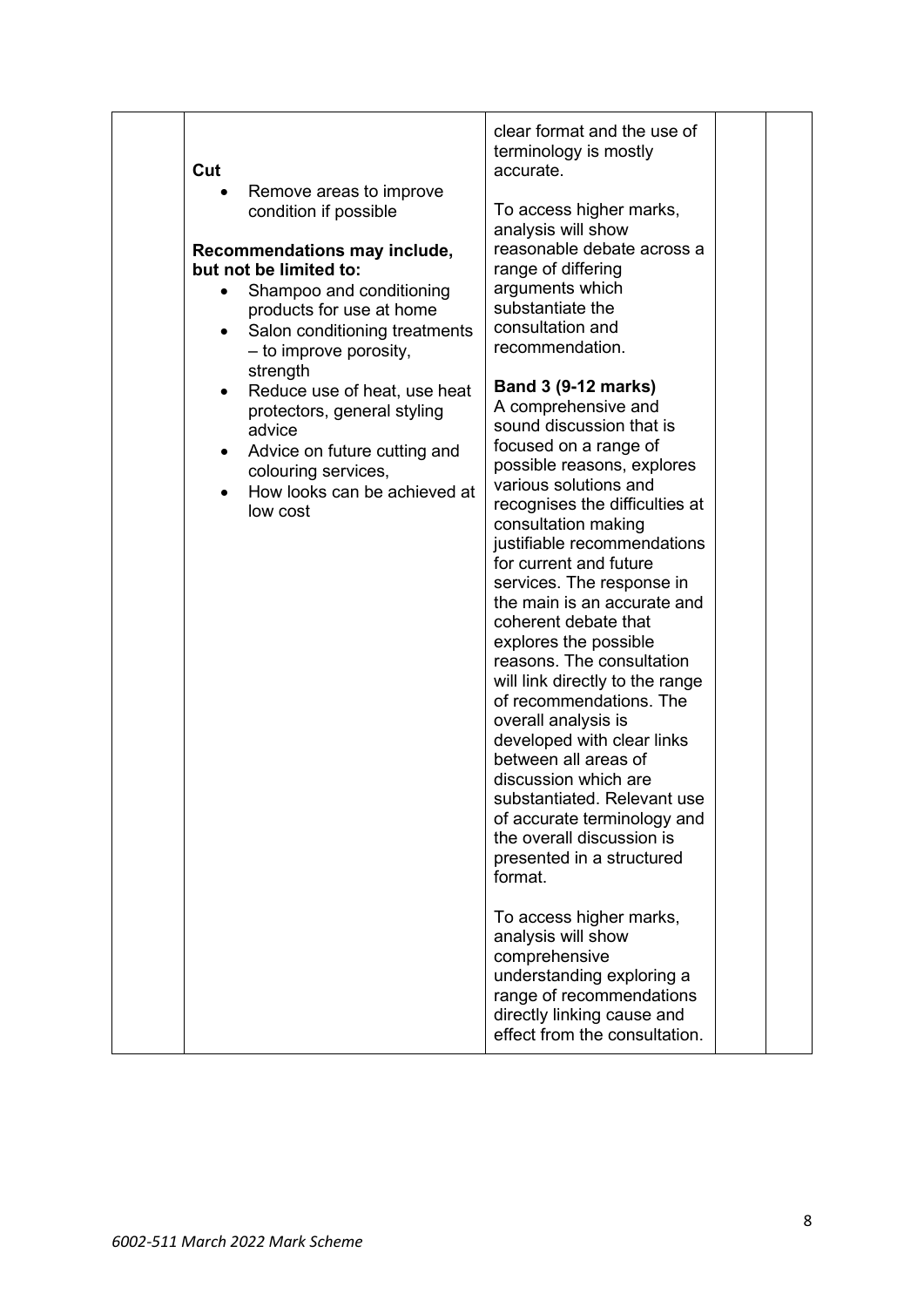| | | | | |
|---|---|---|---|---|
| | **Cut**<br>• Remove areas to improve condition if possible<br><br>**Recommendations may include, but not be limited to:**<br>• Shampoo and conditioning products for use at home<br>• Salon conditioning treatments – to improve porosity, strength<br>• Reduce use of heat, use heat protectors, general styling advice<br>• Advice on future cutting and colouring services,<br>• How looks can be achieved at low cost | clear format and the use of terminology is mostly accurate.<br><br>To access higher marks, analysis will show reasonable debate across a range of differing arguments which substantiate the consultation and recommendation.<br><br>**Band 3 (9-12 marks)**<br>A comprehensive and sound discussion that is focused on a range of possible reasons, explores various solutions and recognises the difficulties at consultation making justifiable recommendations for current and future services. The response in the main is an accurate and coherent debate that explores the possible reasons. The consultation will link directly to the range of recommendations. The overall analysis is developed with clear links between all areas of discussion which are substantiated. Relevant use of accurate terminology and the overall discussion is presented in a structured format.<br><br>To access higher marks, analysis will show comprehensive understanding exploring a range of recommendations directly linking cause and effect from the consultation. | | |

*6002-511 March 2022 Mark Scheme*